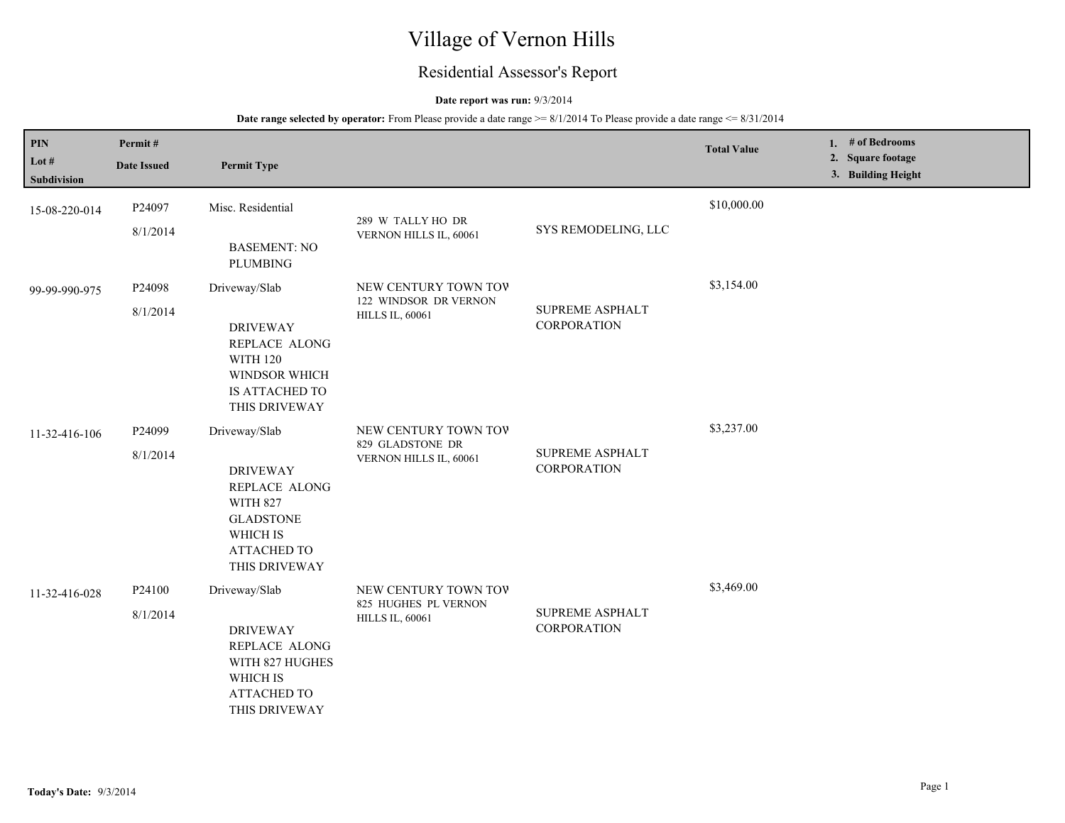# Village of Vernon Hills

## Residential Assessor's Report

**Date report was run:** 9/3/2014

**Date range selected by operator:** From Please provide a date range >= 8/1/2014 To Please provide a date range <= 8/31/2014

| PIN<br>Lot #<br>Subdivision | Permit #<br>Date Issued | Permit Type | | | Total Value | 1. # of Bedrooms<br>2. Square footage<br>3. Building Height |
|---|---|---|---|---|---|---|
| 15-08-220-014 | P24097<br>8/1/2014 | Misc. Residential<br><br>BASEMENT: NO PLUMBING | 289 W TALLY HO DR VERNON HILLS IL, 60061 | SYS REMODELING, LLC | $10,000.00 | |
| 99-99-990-975 | P24098<br>8/1/2014 | Driveway/Slab<br><br>DRIVEWAY REPLACE ALONG WITH 120 WINDSOR WHICH IS ATTACHED TO THIS DRIVEWAY | NEW CENTURY TOWN TOV<br>122 WINDSOR DR VERNON HILLS IL, 60061 | SUPREME ASPHALT CORPORATION | $3,154.00 | |
| 11-32-416-106 | P24099<br>8/1/2014 | Driveway/Slab<br><br>DRIVEWAY REPLACE ALONG WITH 827 GLADSTONE WHICH IS ATTACHED TO THIS DRIVEWAY | NEW CENTURY TOWN TOV<br>829 GLADSTONE DR VERNON HILLS IL, 60061 | SUPREME ASPHALT CORPORATION | $3,237.00 | |
| 11-32-416-028 | P24100<br>8/1/2014 | Driveway/Slab<br><br>DRIVEWAY REPLACE ALONG WITH 827 HUGHES WHICH IS ATTACHED TO THIS DRIVEWAY | NEW CENTURY TOWN TOV<br>825 HUGHES PL VERNON HILLS IL, 60061 | SUPREME ASPHALT CORPORATION | $3,469.00 | |

**Today's Date:** 9/3/2014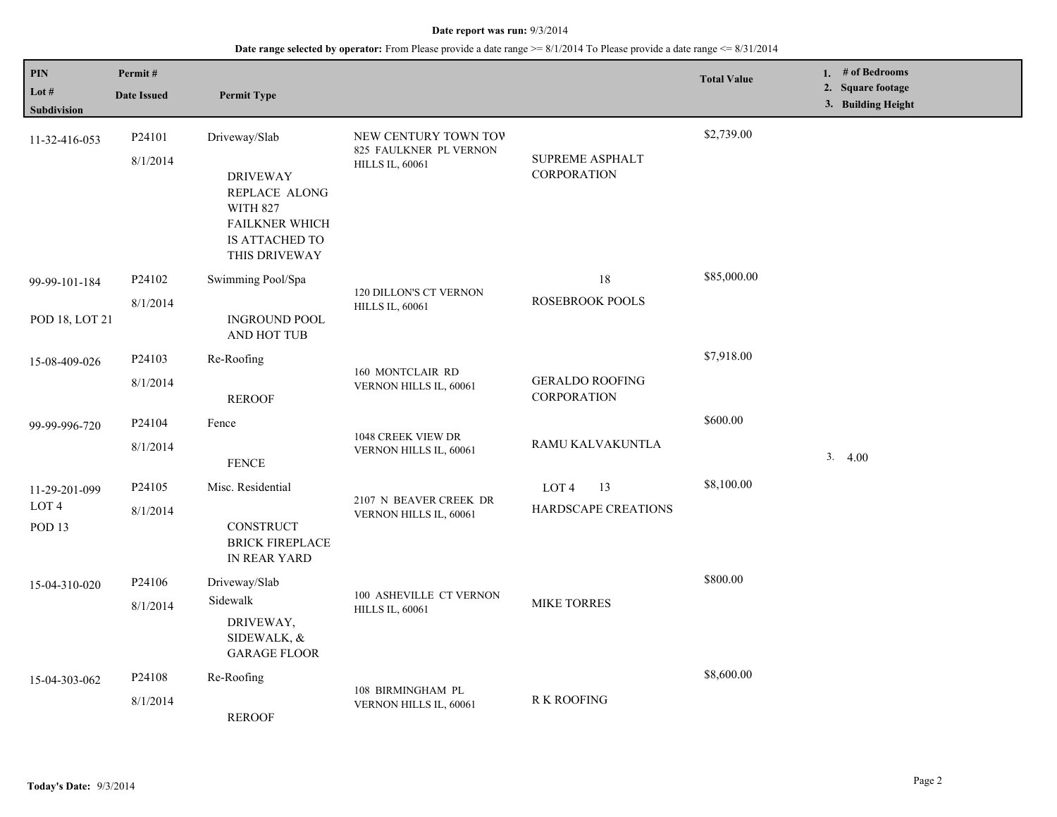**Date report was run:** 9/3/2014

**Date range selected by operator:** From Please provide a date range >= 8/1/2014 To Please provide a date range <= 8/31/2014

| PIN / Lot # / Subdivision | Permit # / Date Issued | Permit Type | | | Total Value | 1. # of Bedrooms 2. Square footage 3. Building Height |
|---|---|---|---|---|---|---|
| 11-32-416-053 | P24101 8/1/2014 | Driveway/Slab DRIVEWAY REPLACE ALONG WITH 827 FAILKNER WHICH IS ATTACHED TO THIS DRIVEWAY | NEW CENTURY TOWN TOV 825 FAULKNER PL VERNON HILLS IL, 60061 | SUPREME ASPHALT CORPORATION | $2,739.00 | |
| 99-99-101-184 POD 18, LOT 21 | P24102 8/1/2014 | Swimming Pool/Spa INGROUND POOL AND HOT TUB | 120 DILLON'S CT VERNON HILLS IL, 60061 | 18 ROSEBROOK POOLS | $85,000.00 | |
| 15-08-409-026 | P24103 8/1/2014 | Re-Roofing REROOF | 160 MONTCLAIR RD VERNON HILLS IL, 60061 | GERALDO ROOFING CORPORATION | $7,918.00 | |
| 99-99-996-720 | P24104 8/1/2014 | Fence FENCE | 1048 CREEK VIEW DR VERNON HILLS IL, 60061 | RAMU KALVAKUNTLA | $600.00 | 3. 4.00 |
| 11-29-201-099 LOT 4 POD 13 | P24105 8/1/2014 | Misc. Residential CONSTRUCT BRICK FIREPLACE IN REAR YARD | 2107 N BEAVER CREEK DR VERNON HILLS IL, 60061 | LOT 4 13 HARDSCAPE CREATIONS | $8,100.00 | |
| 15-04-310-020 | P24106 8/1/2014 | Driveway/Slab Sidewalk DRIVEWAY, SIDEWALK, & GARAGE FLOOR | 100 ASHEVILLE CT VERNON HILLS IL, 60061 | MIKE TORRES | $800.00 | |
| 15-04-303-062 | P24108 8/1/2014 | Re-Roofing REROOF | 108 BIRMINGHAM PL VERNON HILLS IL, 60061 | R K ROOFING | $8,600.00 | |

**Today's Date:** 9/3/2014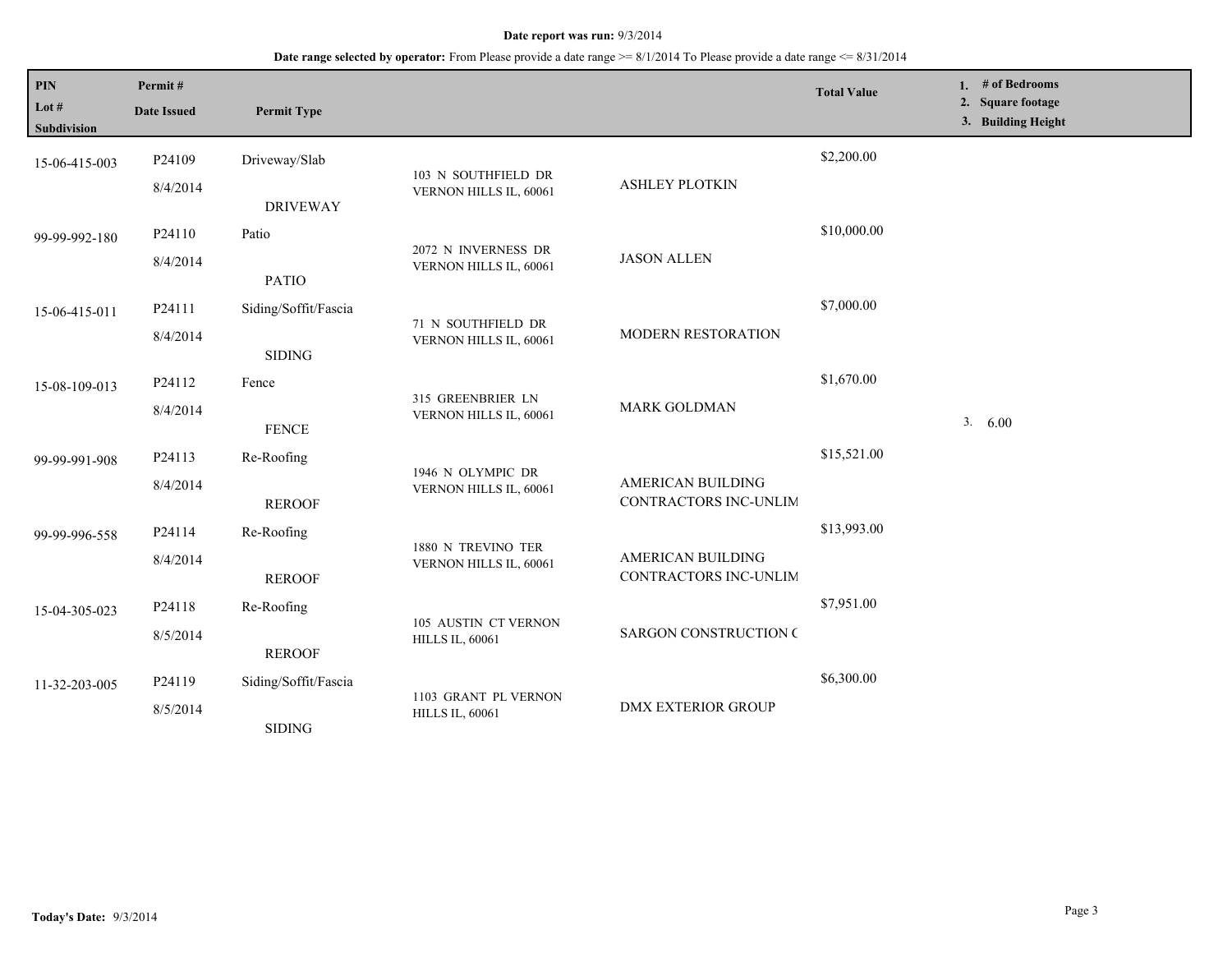**Date report was run:** 9/3/2014

**Date range selected by operator:** From Please provide a date range >= 8/1/2014 To Please provide a date range <= 8/31/2014

| PIN / Lot # / Subdivision | Permit # / Date Issued | Permit Type | Address | Name | Total Value | 1. # of Bedrooms 2. Square footage 3. Building Height |
|---|---|---|---|---|---|---|
| 15-06-415-003 | P24109 8/4/2014 | Driveway/Slab DRIVEWAY | 103 N SOUTHFIELD DR VERNON HILLS IL, 60061 | ASHLEY PLOTKIN | $2,200.00 | |
| 99-99-992-180 | P24110 8/4/2014 | Patio PATIO | 2072 N INVERNESS DR VERNON HILLS IL, 60061 | JASON ALLEN | $10,000.00 | |
| 15-06-415-011 | P24111 8/4/2014 | Siding/Soffit/Fascia SIDING | 71 N SOUTHFIELD DR VERNON HILLS IL, 60061 | MODERN RESTORATION | $7,000.00 | |
| 15-08-109-013 | P24112 8/4/2014 | Fence FENCE | 315 GREENBRIER LN VERNON HILLS IL, 60061 | MARK GOLDMAN | $1,670.00 | 3. 6.00 |
| 99-99-991-908 | P24113 8/4/2014 | Re-Roofing REROOF | 1946 N OLYMPIC DR VERNON HILLS IL, 60061 | AMERICAN BUILDING CONTRACTORS INC-UNLIM | $15,521.00 | |
| 99-99-996-558 | P24114 8/4/2014 | Re-Roofing REROOF | 1880 N TREVINO TER VERNON HILLS IL, 60061 | AMERICAN BUILDING CONTRACTORS INC-UNLIM | $13,993.00 | |
| 15-04-305-023 | P24118 8/5/2014 | Re-Roofing REROOF | 105 AUSTIN CT VERNON HILLS IL, 60061 | SARGON CONSTRUCTION C | $7,951.00 | |
| 11-32-203-005 | P24119 8/5/2014 | Siding/Soffit/Fascia SIDING | 1103 GRANT PL VERNON HILLS IL, 60061 | DMX EXTERIOR GROUP | $6,300.00 | |

**Today's Date:** 9/3/2014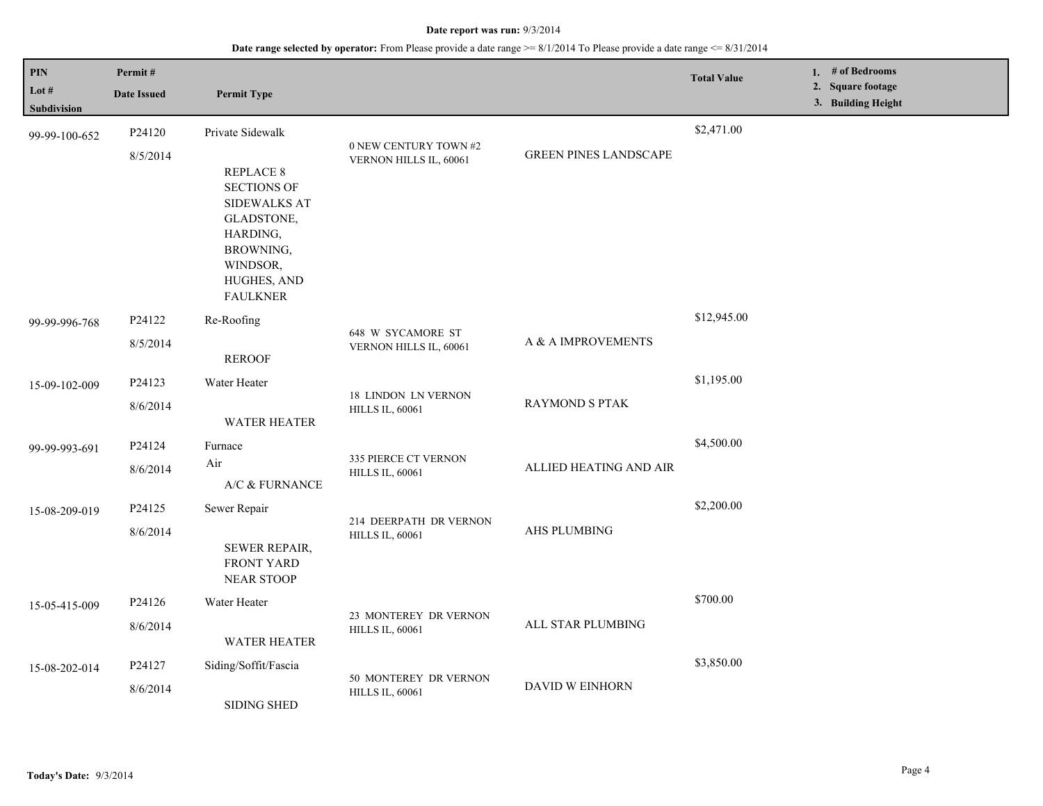**Date report was run:** 9/3/2014

**Date range selected by operator:** From Please provide a date range >= 8/1/2014 To Please provide a date range <= 8/31/2014

| PIN<br>Lot #<br>Subdivision | Permit #<br>Date Issued | Permit Type | | | Total Value | 1. # of Bedrooms<br>2. Square footage<br>3. Building Height |
|---|---|---|---|---|---|---|
| 99-99-100-652 | P24120<br>8/5/2014 | Private Sidewalk<br><br>REPLACE 8 SECTIONS OF SIDEWALKS AT GLADSTONE, HARDING, BROWNING, WINDSOR, HUGHES, AND FAULKNER | 0 NEW CENTURY TOWN #2 VERNON HILLS IL, 60061 | GREEN PINES LANDSCAPE | $2,471.00 | |
| 99-99-996-768 | P24122<br>8/5/2014 | Re-Roofing<br><br>REROOF | 648 W SYCAMORE ST VERNON HILLS IL, 60061 | A & A IMPROVEMENTS | $12,945.00 | |
| 15-09-102-009 | P24123<br>8/6/2014 | Water Heater<br><br>WATER HEATER | 18 LINDON LN VERNON HILLS IL, 60061 | RAYMOND S PTAK | $1,195.00 | |
| 99-99-993-691 | P24124<br>8/6/2014 | Furnace<br>Air<br>A/C & FURNANCE | 335 PIERCE CT VERNON HILLS IL, 60061 | ALLIED HEATING AND AIR | $4,500.00 | |
| 15-08-209-019 | P24125<br>8/6/2014 | Sewer Repair<br><br>SEWER REPAIR, FRONT YARD NEAR STOOP | 214 DEERPATH DR VERNON HILLS IL, 60061 | AHS PLUMBING | $2,200.00 | |
| 15-05-415-009 | P24126<br>8/6/2014 | Water Heater<br><br>WATER HEATER | 23 MONTEREY DR VERNON HILLS IL, 60061 | ALL STAR PLUMBING | $700.00 | |
| 15-08-202-014 | P24127<br>8/6/2014 | Siding/Soffit/Fascia<br><br>SIDING SHED | 50 MONTEREY DR VERNON HILLS IL, 60061 | DAVID W EINHORN | $3,850.00 | |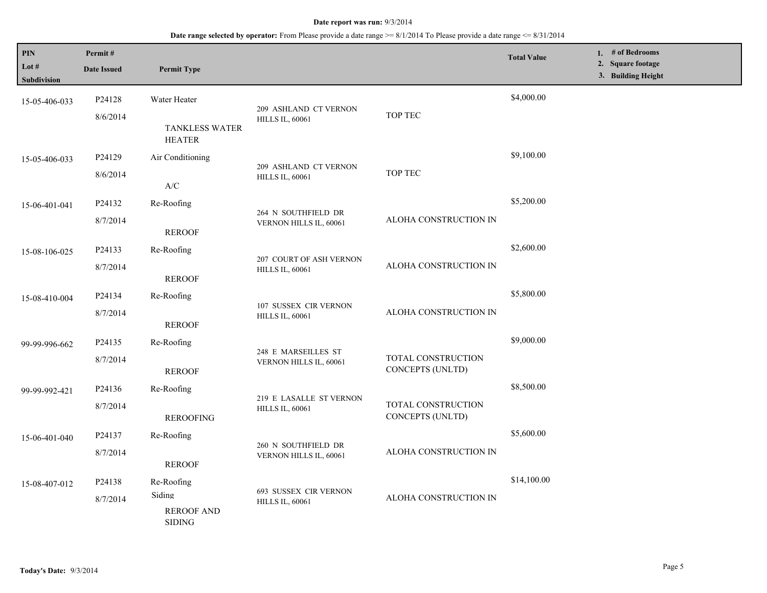**Date report was run:** 9/3/2014

**Date range selected by operator:** From Please provide a date range >= 8/1/2014 To Please provide a date range <= 8/31/2014

| PIN<br>Lot #<br>Subdivision | Permit #<br>Date Issued | Permit Type | | | Total Value | 1. # of Bedrooms<br>2. Square footage<br>3. Building Height |
|---|---|---|---|---|---|---|
| 15-05-406-033 | P24128<br>8/6/2014 | Water Heater<br>TANKLESS WATER HEATER | 209 ASHLAND CT VERNON HILLS IL, 60061 | TOP TEC | $4,000.00 | |
| 15-05-406-033 | P24129<br>8/6/2014 | Air Conditioning<br>A/C | 209 ASHLAND CT VERNON HILLS IL, 60061 | TOP TEC | $9,100.00 | |
| 15-06-401-041 | P24132<br>8/7/2014 | Re-Roofing<br>REROOF | 264 N SOUTHFIELD DR VERNON HILLS IL, 60061 | ALOHA CONSTRUCTION IN | $5,200.00 | |
| 15-08-106-025 | P24133<br>8/7/2014 | Re-Roofing<br>REROOF | 207 COURT OF ASH VERNON HILLS IL, 60061 | ALOHA CONSTRUCTION IN | $2,600.00 | |
| 15-08-410-004 | P24134<br>8/7/2014 | Re-Roofing<br>REROOF | 107 SUSSEX CIR VERNON HILLS IL, 60061 | ALOHA CONSTRUCTION IN | $5,800.00 | |
| 99-99-996-662 | P24135<br>8/7/2014 | Re-Roofing<br>REROOF | 248 E MARSEILLES ST VERNON HILLS IL, 60061 | TOTAL CONSTRUCTION CONCEPTS (UNLTD) | $9,000.00 | |
| 99-99-992-421 | P24136<br>8/7/2014 | Re-Roofing<br>REROOFING | 219 E LASALLE ST VERNON HILLS IL, 60061 | TOTAL CONSTRUCTION CONCEPTS (UNLTD) | $8,500.00 | |
| 15-06-401-040 | P24137<br>8/7/2014 | Re-Roofing<br>REROOF | 260 N SOUTHFIELD DR VERNON HILLS IL, 60061 | ALOHA CONSTRUCTION IN | $5,600.00 | |
| 15-08-407-012 | P24138<br>8/7/2014 | Re-Roofing<br>Siding<br>REROOF AND SIDING | 693 SUSSEX CIR VERNON HILLS IL, 60061 | ALOHA CONSTRUCTION IN | $14,100.00 | |

**Today's Date:** 9/3/2014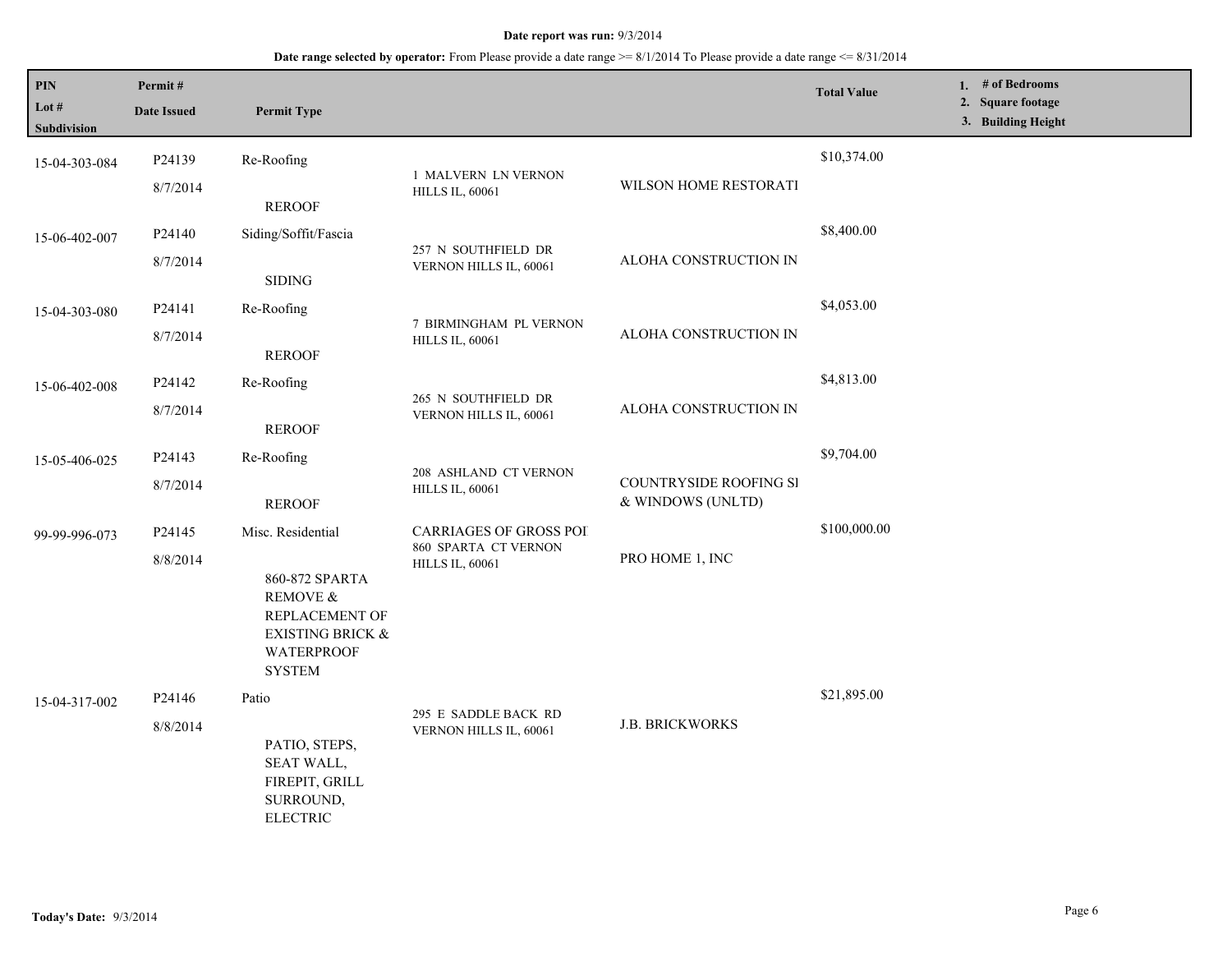**Date report was run:** 9/3/2014

**Date range selected by operator:** From Please provide a date range >= 8/1/2014 To Please provide a date range <= 8/31/2014

| PIN / Lot # / Subdivision | Permit # / Date Issued | Permit Type | | | Total Value | 1. # of Bedrooms 2. Square footage 3. Building Height |
|---|---|---|---|---|---|---|
| 15-04-303-084 | P24139 8/7/2014 | Re-Roofing REROOF | 1 MALVERN LN VERNON HILLS IL, 60061 | WILSON HOME RESTORATI | $10,374.00 | |
| 15-06-402-007 | P24140 8/7/2014 | Siding/Soffit/Fascia SIDING | 257 N SOUTHFIELD DR VERNON HILLS IL, 60061 | ALOHA CONSTRUCTION IN | $8,400.00 | |
| 15-04-303-080 | P24141 8/7/2014 | Re-Roofing REROOF | 7 BIRMINGHAM PL VERNON HILLS IL, 60061 | ALOHA CONSTRUCTION IN | $4,053.00 | |
| 15-06-402-008 | P24142 8/7/2014 | Re-Roofing REROOF | 265 N SOUTHFIELD DR VERNON HILLS IL, 60061 | ALOHA CONSTRUCTION IN | $4,813.00 | |
| 15-05-406-025 | P24143 8/7/2014 | Re-Roofing REROOF | 208 ASHLAND CT VERNON HILLS IL, 60061 | COUNTRYSIDE ROOFING SI & WINDOWS (UNLTD) | $9,704.00 | |
| 99-99-996-073 | P24145 8/8/2014 | Misc. Residential 860-872 SPARTA REMOVE & REPLACEMENT OF EXISTING BRICK & WATERPROOF SYSTEM | CARRIAGES OF GROSS POI 860 SPARTA CT VERNON HILLS IL, 60061 | PRO HOME 1, INC | $100,000.00 | |
| 15-04-317-002 | P24146 8/8/2014 | Patio PATIO, STEPS, SEAT WALL, FIREPIT, GRILL SURROUND, ELECTRIC | 295 E SADDLE BACK RD VERNON HILLS IL, 60061 | J.B. BRICKWORKS | $21,895.00 | |

**Today's Date:** 9/3/2014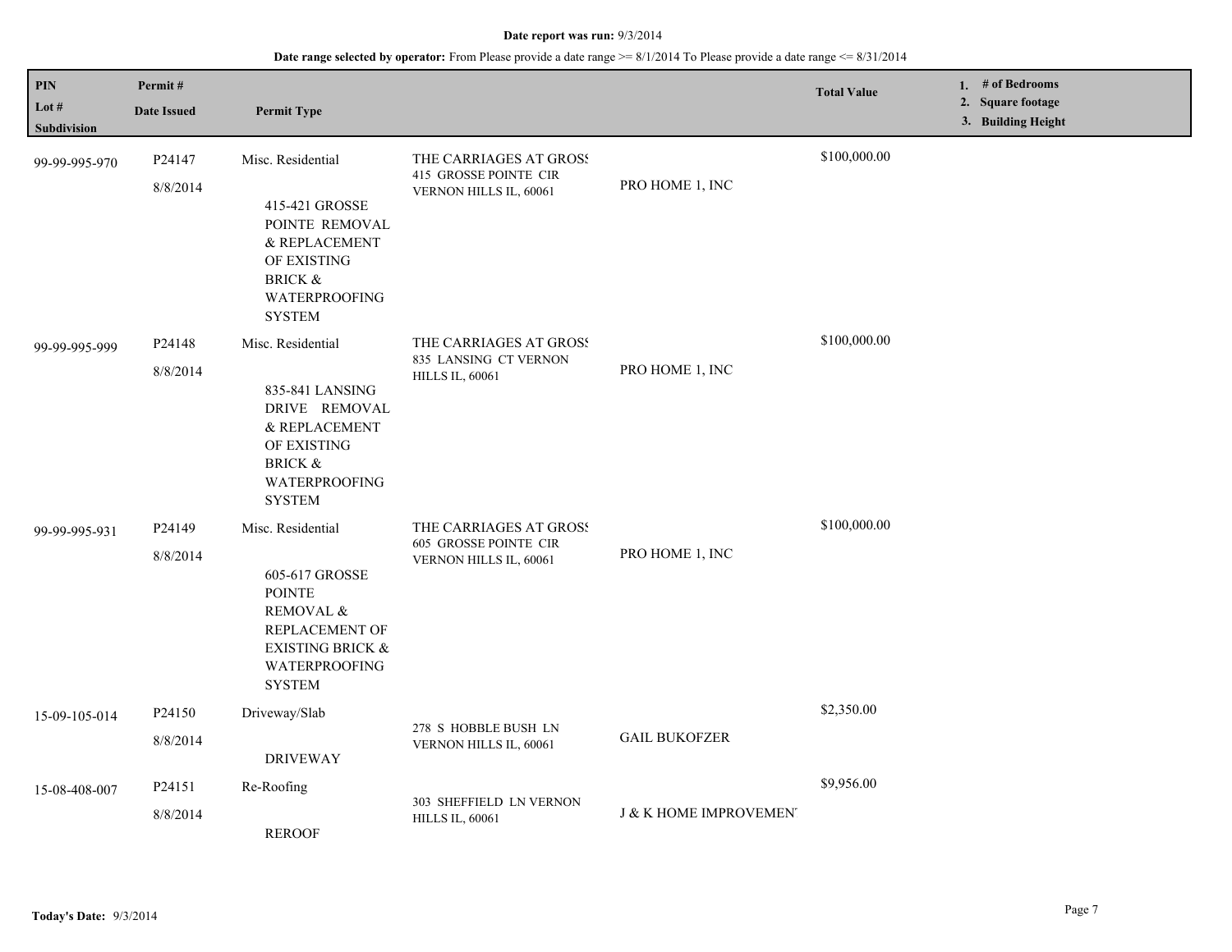**Date report was run:** 9/3/2014

**Date range selected by operator:** From Please provide a date range >= 8/1/2014 To Please provide a date range <= 8/31/2014

| PIN / Lot # / Subdivision | Permit # / Date Issued | Permit Type | | | Total Value | 1. # of Bedrooms 2. Square footage 3. Building Height |
|---|---|---|---|---|---|---|
| 99-99-995-970 | P24147 8/8/2014 | Misc. Residential 415-421 GROSSE POINTE REMOVAL & REPLACEMENT OF EXISTING BRICK & WATERPROOFING SYSTEM | THE CARRIAGES AT GROSS 415 GROSSE POINTE CIR VERNON HILLS IL, 60061 | PRO HOME 1, INC | $100,000.00 | |
| 99-99-995-999 | P24148 8/8/2014 | Misc. Residential 835-841 LANSING DRIVE REMOVAL & REPLACEMENT OF EXISTING BRICK & WATERPROOFING SYSTEM | THE CARRIAGES AT GROSS 835 LANSING CT VERNON HILLS IL, 60061 | PRO HOME 1, INC | $100,000.00 | |
| 99-99-995-931 | P24149 8/8/2014 | Misc. Residential 605-617 GROSSE POINTE REMOVAL & REPLACEMENT OF EXISTING BRICK & WATERPROOFING SYSTEM | THE CARRIAGES AT GROSS 605 GROSSE POINTE CIR VERNON HILLS IL, 60061 | PRO HOME 1, INC | $100,000.00 | |
| 15-09-105-014 | P24150 8/8/2014 | Driveway/Slab DRIVEWAY | 278 S HOBBLE BUSH LN VERNON HILLS IL, 60061 | GAIL BUKOFZER | $2,350.00 | |
| 15-08-408-007 | P24151 8/8/2014 | Re-Roofing REROOF | 303 SHEFFIELD LN VERNON HILLS IL, 60061 | J & K HOME IMPROVEMENT | $9,956.00 | |

**Today's Date:** 9/3/2014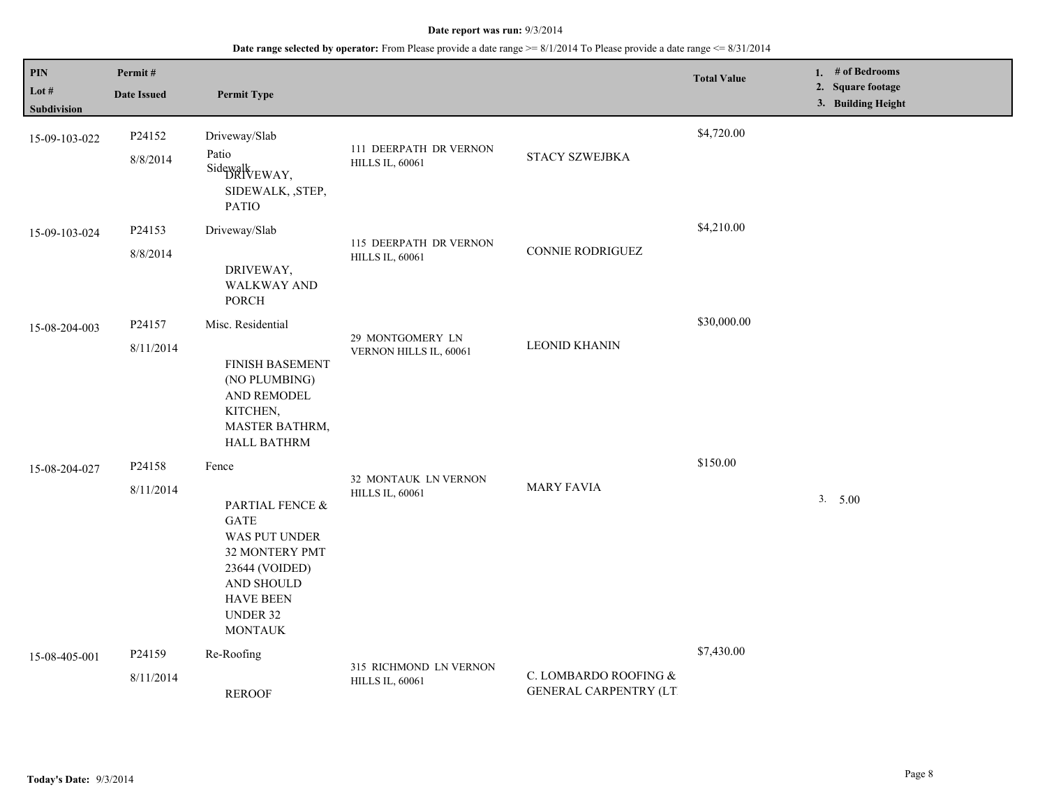**Date report was run:** 9/3/2014

**Date range selected by operator:** From Please provide a date range >= 8/1/2014 To Please provide a date range <= 8/31/2014

| PIN<br>Lot #<br>Subdivision | Permit #<br>Date Issued | Permit Type | | | Total Value | 1. # of Bedrooms<br>2. Square footage<br>3. Building Height |
|---|---|---|---|---|---|---|
| 15-09-103-022 | P24152<br>8/8/2014 | Driveway/Slab<br>Patio<br>Sidewalk<br>DRIVEWAY, SIDEWALK, ,STEP, PATIO | 111 DEERPATH DR VERNON HILLS IL, 60061 | STACY SZWEJBKA | $4,720.00 | |
| 15-09-103-024 | P24153<br>8/8/2014 | Driveway/Slab<br>DRIVEWAY, WALKWAY AND PORCH | 115 DEERPATH DR VERNON HILLS IL, 60061 | CONNIE RODRIGUEZ | $4,210.00 | |
| 15-08-204-003 | P24157<br>8/11/2014 | Misc. Residential<br>FINISH BASEMENT (NO PLUMBING) AND REMODEL KITCHEN, MASTER BATHRM, HALL BATHRM | 29 MONTGOMERY LN VERNON HILLS IL, 60061 | LEONID KHANIN | $30,000.00 | |
| 15-08-204-027 | P24158<br>8/11/2014 | Fence<br>PARTIAL FENCE & GATE WAS PUT UNDER 32 MONTERY PMT 23644 (VOIDED) AND SHOULD HAVE BEEN UNDER 32 MONTAUK | 32 MONTAUK LN VERNON HILLS IL, 60061 | MARY FAVIA | $150.00 | 3. 5.00 |
| 15-08-405-001 | P24159<br>8/11/2014 | Re-Roofing<br>REROOF | 315 RICHMOND LN VERNON HILLS IL, 60061 | C. LOMBARDO ROOFING & GENERAL CARPENTRY (LT | $7,430.00 | |

**Today's Date:** 9/3/2014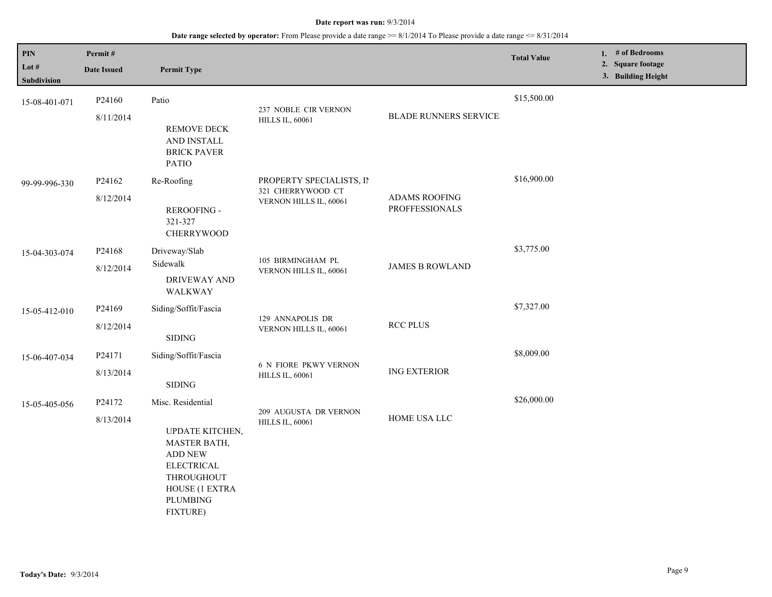**Date report was run:** 9/3/2014

**Date range selected by operator:** From Please provide a date range >= 8/1/2014 To Please provide a date range <= 8/31/2014

| PIN / Lot # / Subdivision | Permit # / Date Issued | Permit Type | | | Total Value | 1. # of Bedrooms 2. Square footage 3. Building Height |
|---|---|---|---|---|---|---|
| 15-08-401-071 | P24160 8/11/2014 | Patio REMOVE DECK AND INSTALL BRICK PAVER PATIO | 237 NOBLE CIR VERNON HILLS IL, 60061 | BLADE RUNNERS SERVICE | $15,500.00 | |
| 99-99-996-330 | P24162 8/12/2014 | Re-Roofing REROOFING - 321-327 CHERRYWOOD | PROPERTY SPECIALISTS, IN 321 CHERRYWOOD CT VERNON HILLS IL, 60061 | ADAMS ROOFING PROFFESSIONALS | $16,900.00 | |
| 15-04-303-074 | P24168 8/12/2014 | Driveway/Slab Sidewalk DRIVEWAY AND WALKWAY | 105 BIRMINGHAM PL VERNON HILLS IL, 60061 | JAMES B ROWLAND | $3,775.00 | |
| 15-05-412-010 | P24169 8/12/2014 | Siding/Soffit/Fascia SIDING | 129 ANNAPOLIS DR VERNON HILLS IL, 60061 | RCC PLUS | $7,327.00 | |
| 15-06-407-034 | P24171 8/13/2014 | Siding/Soffit/Fascia SIDING | 6 N FIORE PKWY VERNON HILLS IL, 60061 | ING EXTERIOR | $8,009.00 | |
| 15-05-405-056 | P24172 8/13/2014 | Misc. Residential UPDATE KITCHEN, MASTER BATH, ADD NEW ELECTRICAL THROUGHOUT HOUSE (1 EXTRA PLUMBING FIXTURE) | 209 AUGUSTA DR VERNON HILLS IL, 60061 | HOME USA LLC | $26,000.00 | |

**Today's Date:** 9/3/2014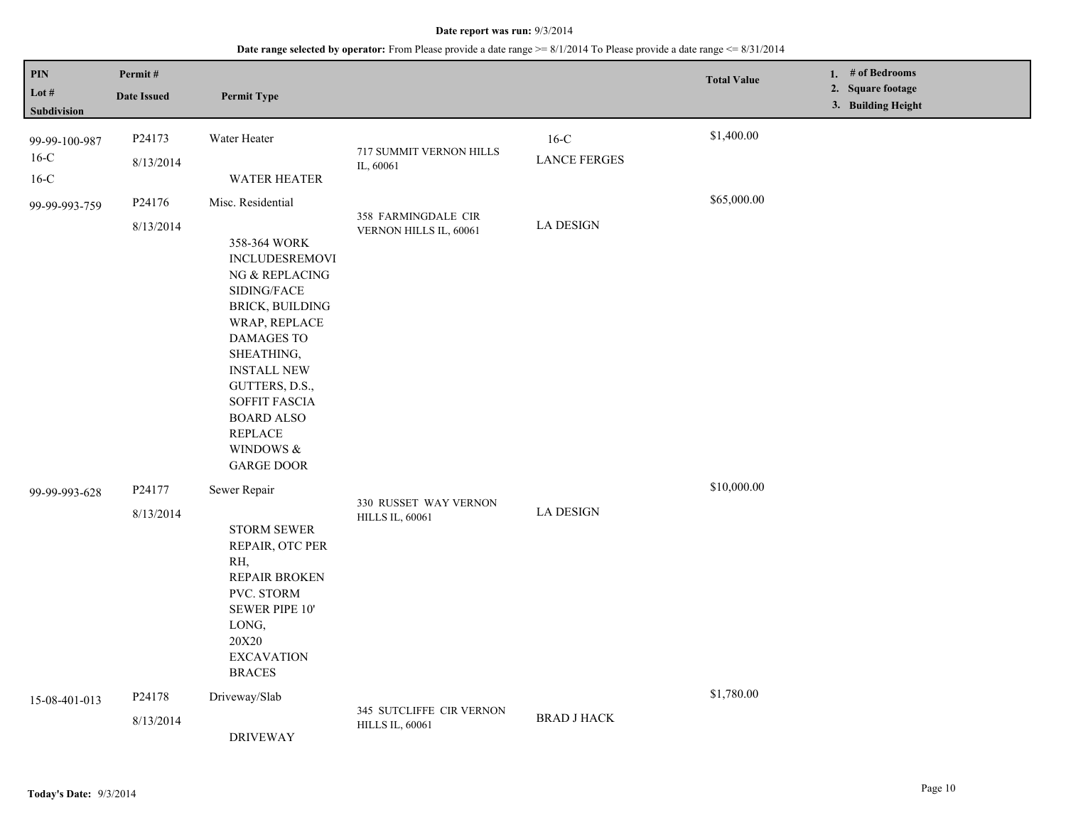**Date report was run:** 9/3/2014

**Date range selected by operator:** From Please provide a date range >= 8/1/2014 To Please provide a date range <= 8/31/2014

| PIN<br>Lot #<br>Subdivision | Permit #<br>Date Issued | Permit Type | | | Total Value | 1. # of Bedrooms<br>2. Square footage<br>3. Building Height |
|---|---|---|---|---|---|---|
| 99-99-100-987<br>16-C<br>16-C | P24173<br>8/13/2014 | Water Heater<br><br>WATER HEATER | 717 SUMMIT VERNON HILLS IL, 60061 | 16-C<br>LANCE FERGES | $1,400.00 | |
| 99-99-993-759 | P24176<br>8/13/2014 | Misc. Residential<br><br>358-364 WORK INCLUDESREMOVING & REPLACING SIDING/FACE BRICK, BUILDING WRAP, REPLACE DAMAGES TO SHEATHING, INSTALL NEW GUTTERS, D.S., SOFFIT FASCIA BOARD ALSO REPLACE WINDOWS & GARGE DOOR | 358 FARMINGDALE CIR VERNON HILLS IL, 60061 | LA DESIGN | $65,000.00 | |
| 99-99-993-628 | P24177<br>8/13/2014 | Sewer Repair<br><br>STORM SEWER REPAIR, OTC PER RH,<br>REPAIR BROKEN PVC. STORM SEWER PIPE 10' LONG,<br>20X20 EXCAVATION BRACES | 330 RUSSET WAY VERNON HILLS IL, 60061 | LA DESIGN | $10,000.00 | |
| 15-08-401-013 | P24178<br>8/13/2014 | Driveway/Slab<br><br>DRIVEWAY | 345 SUTCLIFFE CIR VERNON HILLS IL, 60061 | BRAD J HACK | $1,780.00 | |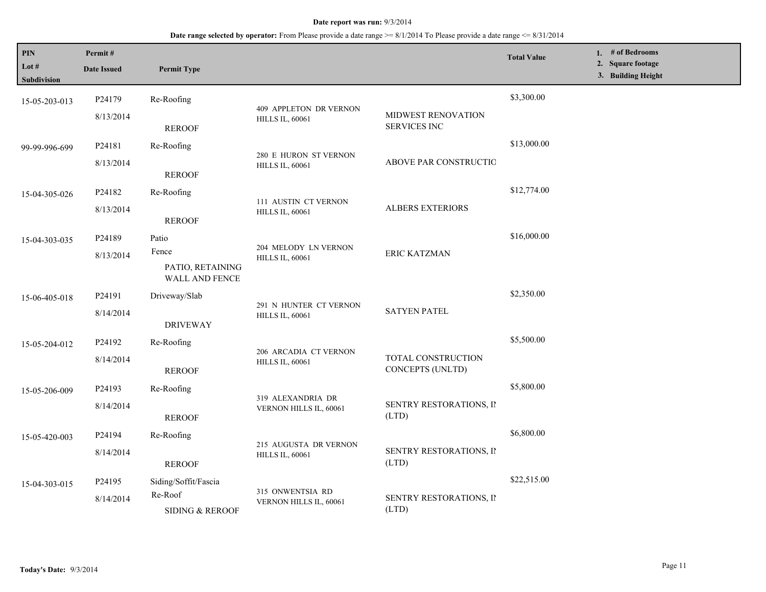**Date report was run:** 9/3/2014

**Date range selected by operator:** From Please provide a date range >= 8/1/2014 To Please provide a date range <= 8/31/2014

| PIN<br>Lot #<br>Subdivision | Permit #<br>Date Issued | Permit Type | | | Total Value | 1. # of Bedrooms<br>2. Square footage<br>3. Building Height |
|---|---|---|---|---|---|---|
| 15-05-203-013 | P24179<br>8/13/2014 | Re-Roofing<br>REROOF | 409 APPLETON DR VERNON HILLS IL, 60061 | MIDWEST RENOVATION SERVICES INC | $3,300.00 | |
| 99-99-996-699 | P24181<br>8/13/2014 | Re-Roofing<br>REROOF | 280 E HURON ST VERNON HILLS IL, 60061 | ABOVE PAR CONSTRUCTIO | $13,000.00 | |
| 15-04-305-026 | P24182<br>8/13/2014 | Re-Roofing<br>REROOF | 111 AUSTIN CT VERNON HILLS IL, 60061 | ALBERS EXTERIORS | $12,774.00 | |
| 15-04-303-035 | P24189<br>8/13/2014 | Patio<br>Fence<br>PATIO, RETAINING WALL AND FENCE | 204 MELODY LN VERNON HILLS IL, 60061 | ERIC KATZMAN | $16,000.00 | |
| 15-06-405-018 | P24191<br>8/14/2014 | Driveway/Slab<br>DRIVEWAY | 291 N HUNTER CT VERNON HILLS IL, 60061 | SATYEN PATEL | $2,350.00 | |
| 15-05-204-012 | P24192<br>8/14/2014 | Re-Roofing<br>REROOF | 206 ARCADIA CT VERNON HILLS IL, 60061 | TOTAL CONSTRUCTION CONCEPTS (UNLTD) | $5,500.00 | |
| 15-05-206-009 | P24193<br>8/14/2014 | Re-Roofing<br>REROOF | 319 ALEXANDRIA DR VERNON HILLS IL, 60061 | SENTRY RESTORATIONS, IN (LTD) | $5,800.00 | |
| 15-05-420-003 | P24194<br>8/14/2014 | Re-Roofing<br>REROOF | 215 AUGUSTA DR VERNON HILLS IL, 60061 | SENTRY RESTORATIONS, IN (LTD) | $6,800.00 | |
| 15-04-303-015 | P24195<br>8/14/2014 | Siding/Soffit/Fascia<br>Re-Roof<br>SIDING & REROOF | 315 ONWENTSIA RD VERNON HILLS IL, 60061 | SENTRY RESTORATIONS, IN (LTD) | $22,515.00 | |

**Today's Date:** 9/3/2014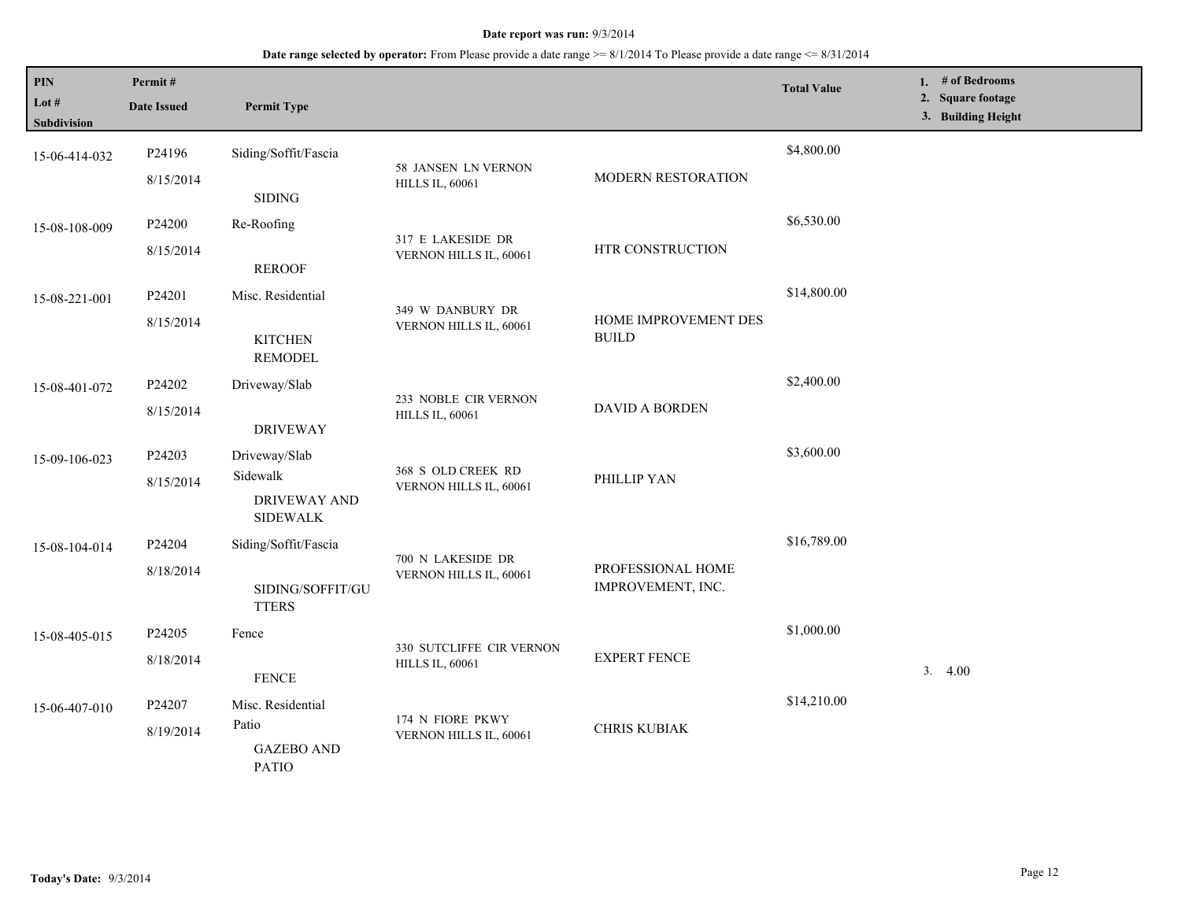**Date report was run:** 9/3/2014

**Date range selected by operator:** From Please provide a date range >= 8/1/2014 To Please provide a date range <= 8/31/2014

| PIN<br>Lot #<br>Subdivision | Permit #<br>Date Issued | Permit Type | | | Total Value | 1. # of Bedrooms<br>2. Square footage<br>3. Building Height |
|---|---|---|---|---|---|---|
| 15-06-414-032 | P24196<br>8/15/2014 | Siding/Soffit/Fascia<br>SIDING | 58 JANSEN LN VERNON HILLS IL, 60061 | MODERN RESTORATION | $4,800.00 | |
| 15-08-108-009 | P24200<br>8/15/2014 | Re-Roofing<br>REROOF | 317 E LAKESIDE DR VERNON HILLS IL, 60061 | HTR CONSTRUCTION | $6,530.00 | |
| 15-08-221-001 | P24201<br>8/15/2014 | Misc. Residential<br>KITCHEN REMODEL | 349 W DANBURY DR VERNON HILLS IL, 60061 | HOME IMPROVEMENT DES BUILD | $14,800.00 | |
| 15-08-401-072 | P24202<br>8/15/2014 | Driveway/Slab<br>DRIVEWAY | 233 NOBLE CIR VERNON HILLS IL, 60061 | DAVID A BORDEN | $2,400.00 | |
| 15-09-106-023 | P24203<br>8/15/2014 | Driveway/Slab<br>Sidewalk<br>DRIVEWAY AND SIDEWALK | 368 S OLD CREEK RD VERNON HILLS IL, 60061 | PHILLIP YAN | $3,600.00 | |
| 15-08-104-014 | P24204<br>8/18/2014 | Siding/Soffit/Fascia<br>SIDING/SOFFIT/GUTTERS | 700 N LAKESIDE DR VERNON HILLS IL, 60061 | PROFESSIONAL HOME IMPROVEMENT, INC. | $16,789.00 | |
| 15-08-405-015 | P24205<br>8/18/2014 | Fence<br>FENCE | 330 SUTCLIFFE CIR VERNON HILLS IL, 60061 | EXPERT FENCE | $1,000.00 | 3. 4.00 |
| 15-06-407-010 | P24207<br>8/19/2014 | Misc. Residential<br>Patio<br>GAZEBO AND PATIO | 174 N FIORE PKWY VERNON HILLS IL, 60061 | CHRIS KUBIAK | $14,210.00 | |

**Today's Date:** 9/3/2014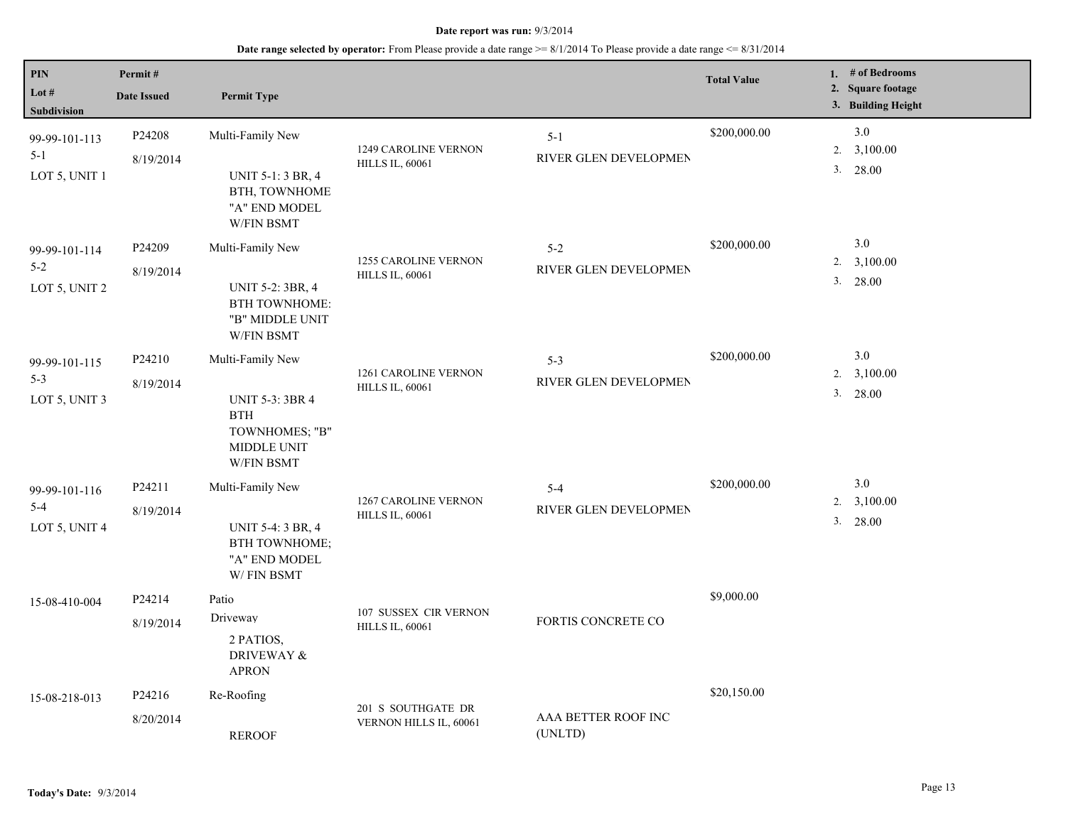**Date report was run:** 9/3/2014

**Date range selected by operator:** From Please provide a date range >= 8/1/2014 To Please provide a date range <= 8/31/2014

| PIN / Lot # / Subdivision | Permit # / Date Issued | Permit Type | | | Total Value | 1. # of Bedrooms 2. Square footage 3. Building Height |
|---|---|---|---|---|---|---|
| 99-99-101-113<br>5-1<br>LOT 5, UNIT 1 | P24208<br>8/19/2014 | Multi-Family New<br>UNIT 5-1: 3 BR, 4 BTH, TOWNHOME "A" END MODEL W/FIN BSMT | 1249 CAROLINE VERNON HILLS IL, 60061 | 5-1<br>RIVER GLEN DEVELOPMEN | $200,000.00 | 3.0<br>2. 3,100.00<br>3. 28.00 |
| 99-99-101-114<br>5-2<br>LOT 5, UNIT 2 | P24209<br>8/19/2014 | Multi-Family New<br>UNIT 5-2: 3BR, 4 BTH TOWNHOME: "B" MIDDLE UNIT W/FIN BSMT | 1255 CAROLINE VERNON HILLS IL, 60061 | 5-2<br>RIVER GLEN DEVELOPMEN | $200,000.00 | 3.0<br>2. 3,100.00<br>3. 28.00 |
| 99-99-101-115<br>5-3<br>LOT 5, UNIT 3 | P24210<br>8/19/2014 | Multi-Family New<br>UNIT 5-3: 3BR 4 BTH TOWNHOMES; "B" MIDDLE UNIT W/FIN BSMT | 1261 CAROLINE VERNON HILLS IL, 60061 | 5-3<br>RIVER GLEN DEVELOPMEN | $200,000.00 | 3.0<br>2. 3,100.00<br>3. 28.00 |
| 99-99-101-116<br>5-4<br>LOT 5, UNIT 4 | P24211<br>8/19/2014 | Multi-Family New<br>UNIT 5-4: 3 BR, 4 BTH TOWNHOME; "A" END MODEL W/ FIN BSMT | 1267 CAROLINE VERNON HILLS IL, 60061 | 5-4<br>RIVER GLEN DEVELOPMEN | $200,000.00 | 3.0<br>2. 3,100.00<br>3. 28.00 |
| 15-08-410-004 | P24214<br>8/19/2014 | Patio<br>Driveway<br>2 PATIOS, DRIVEWAY & APRON | 107 SUSSEX CIR VERNON HILLS IL, 60061 | FORTIS CONCRETE CO | $9,000.00 | |
| 15-08-218-013 | P24216<br>8/20/2014 | Re-Roofing<br>REROOF | 201 S SOUTHGATE DR VERNON HILLS IL, 60061 | AAA BETTER ROOF INC (UNLTD) | $20,150.00 | |

**Today's Date:** 9/3/2014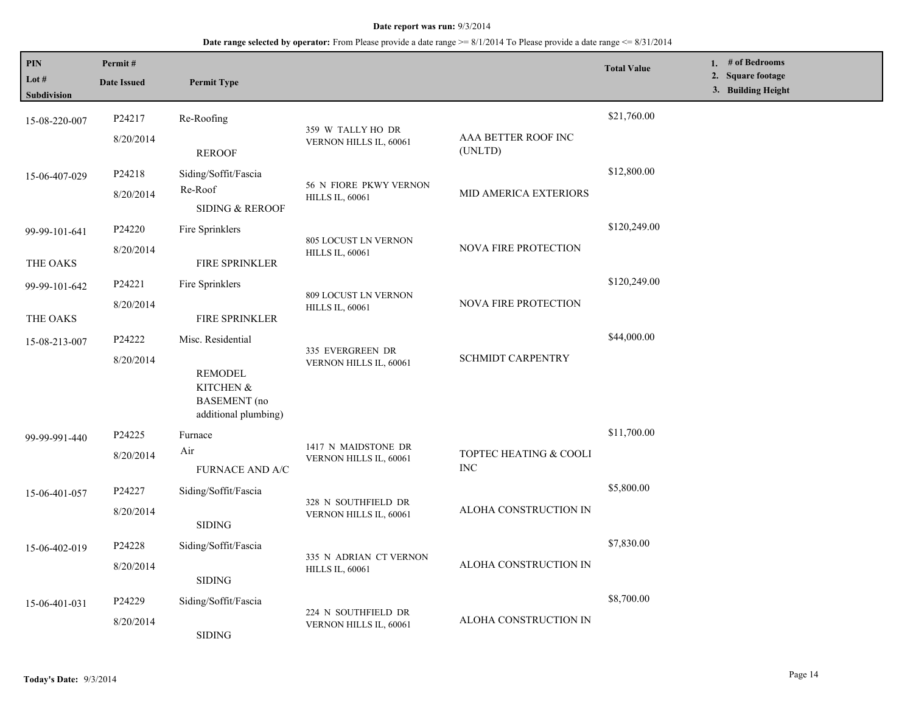**Date report was run:** 9/3/2014

**Date range selected by operator:** From Please provide a date range >= 8/1/2014 To Please provide a date range <= 8/31/2014

| PIN / Lot # / Subdivision | Permit # / Date Issued | Permit Type | | | Total Value | 1. # of Bedrooms 2. Square footage 3. Building Height |
|---|---|---|---|---|---|---|
| 15-08-220-007 | P24217 8/20/2014 | Re-Roofing REROOF | 359 W TALLY HO DR VERNON HILLS IL, 60061 | AAA BETTER ROOF INC (UNLTD) | $21,760.00 | |
| 15-06-407-029 | P24218 8/20/2014 | Siding/Soffit/Fascia Re-Roof SIDING & REROOF | 56 N FIORE PKWY VERNON HILLS IL, 60061 | MID AMERICA EXTERIORS | $12,800.00 | |
| 99-99-101-641 THE OAKS | P24220 8/20/2014 | Fire Sprinklers FIRE SPRINKLER | 805 LOCUST LN VERNON HILLS IL, 60061 | NOVA FIRE PROTECTION | $120,249.00 | |
| 99-99-101-642 THE OAKS | P24221 8/20/2014 | Fire Sprinklers FIRE SPRINKLER | 809 LOCUST LN VERNON HILLS IL, 60061 | NOVA FIRE PROTECTION | $120,249.00 | |
| 15-08-213-007 | P24222 8/20/2014 | Misc. Residential REMODEL KITCHEN & BASEMENT (no additional plumbing) | 335 EVERGREEN DR VERNON HILLS IL, 60061 | SCHMIDT CARPENTRY | $44,000.00 | |
| 99-99-991-440 | P24225 8/20/2014 | Furnace Air FURNACE AND A/C | 1417 N MAIDSTONE DR VERNON HILLS IL, 60061 | TOPTEC HEATING & COOLI INC | $11,700.00 | |
| 15-06-401-057 | P24227 8/20/2014 | Siding/Soffit/Fascia SIDING | 328 N SOUTHFIELD DR VERNON HILLS IL, 60061 | ALOHA CONSTRUCTION IN | $5,800.00 | |
| 15-06-402-019 | P24228 8/20/2014 | Siding/Soffit/Fascia SIDING | 335 N ADRIAN CT VERNON HILLS IL, 60061 | ALOHA CONSTRUCTION IN | $7,830.00 | |
| 15-06-401-031 | P24229 8/20/2014 | Siding/Soffit/Fascia SIDING | 224 N SOUTHFIELD DR VERNON HILLS IL, 60061 | ALOHA CONSTRUCTION IN | $8,700.00 | |

**Today's Date:** 9/3/2014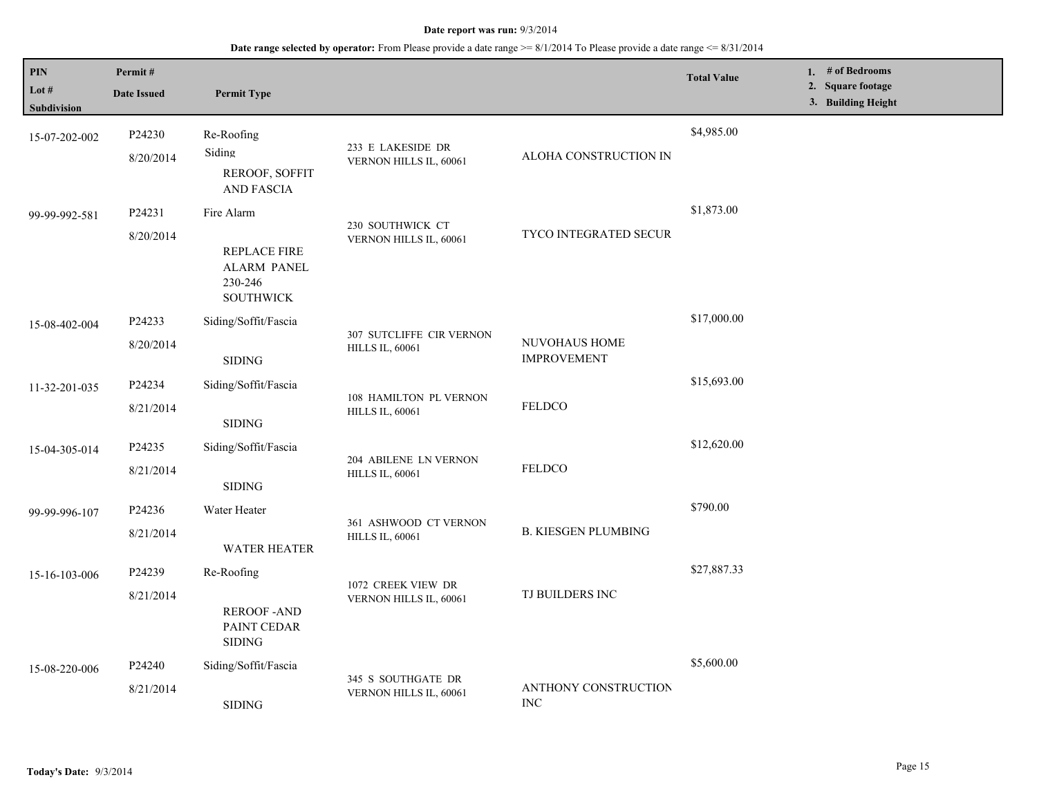**Date report was run:** 9/3/2014

**Date range selected by operator:** From Please provide a date range >= 8/1/2014 To Please provide a date range <= 8/31/2014

| PIN / Lot # / Subdivision | Permit # / Date Issued | Permit Type | | | Total Value | 1. # of Bedrooms 2. Square footage 3. Building Height |
|---|---|---|---|---|---|---|
| 15-07-202-002 | P24230 8/20/2014 | Re-Roofing Siding REROOF, SOFFIT AND FASCIA | 233 E LAKESIDE DR VERNON HILLS IL, 60061 | ALOHA CONSTRUCTION IN | $4,985.00 | |
| 99-99-992-581 | P24231 8/20/2014 | Fire Alarm REPLACE FIRE ALARM PANEL 230-246 SOUTHWICK | 230 SOUTHWICK CT VERNON HILLS IL, 60061 | TYCO INTEGRATED SECUR | $1,873.00 | |
| 15-08-402-004 | P24233 8/20/2014 | Siding/Soffit/Fascia SIDING | 307 SUTCLIFFE CIR VERNON HILLS IL, 60061 | NUVOHAUS HOME IMPROVEMENT | $17,000.00 | |
| 11-32-201-035 | P24234 8/21/2014 | Siding/Soffit/Fascia SIDING | 108 HAMILTON PL VERNON HILLS IL, 60061 | FELDCO | $15,693.00 | |
| 15-04-305-014 | P24235 8/21/2014 | Siding/Soffit/Fascia SIDING | 204 ABILENE LN VERNON HILLS IL, 60061 | FELDCO | $12,620.00 | |
| 99-99-996-107 | P24236 8/21/2014 | Water Heater WATER HEATER | 361 ASHWOOD CT VERNON HILLS IL, 60061 | B. KIESGEN PLUMBING | $790.00 | |
| 15-16-103-006 | P24239 8/21/2014 | Re-Roofing REROOF -AND PAINT CEDAR SIDING | 1072 CREEK VIEW DR VERNON HILLS IL, 60061 | TJ BUILDERS INC | $27,887.33 | |
| 15-08-220-006 | P24240 8/21/2014 | Siding/Soffit/Fascia SIDING | 345 S SOUTHGATE DR VERNON HILLS IL, 60061 | ANTHONY CONSTRUCTION INC | $5,600.00 | |

**Today's Date:** 9/3/2014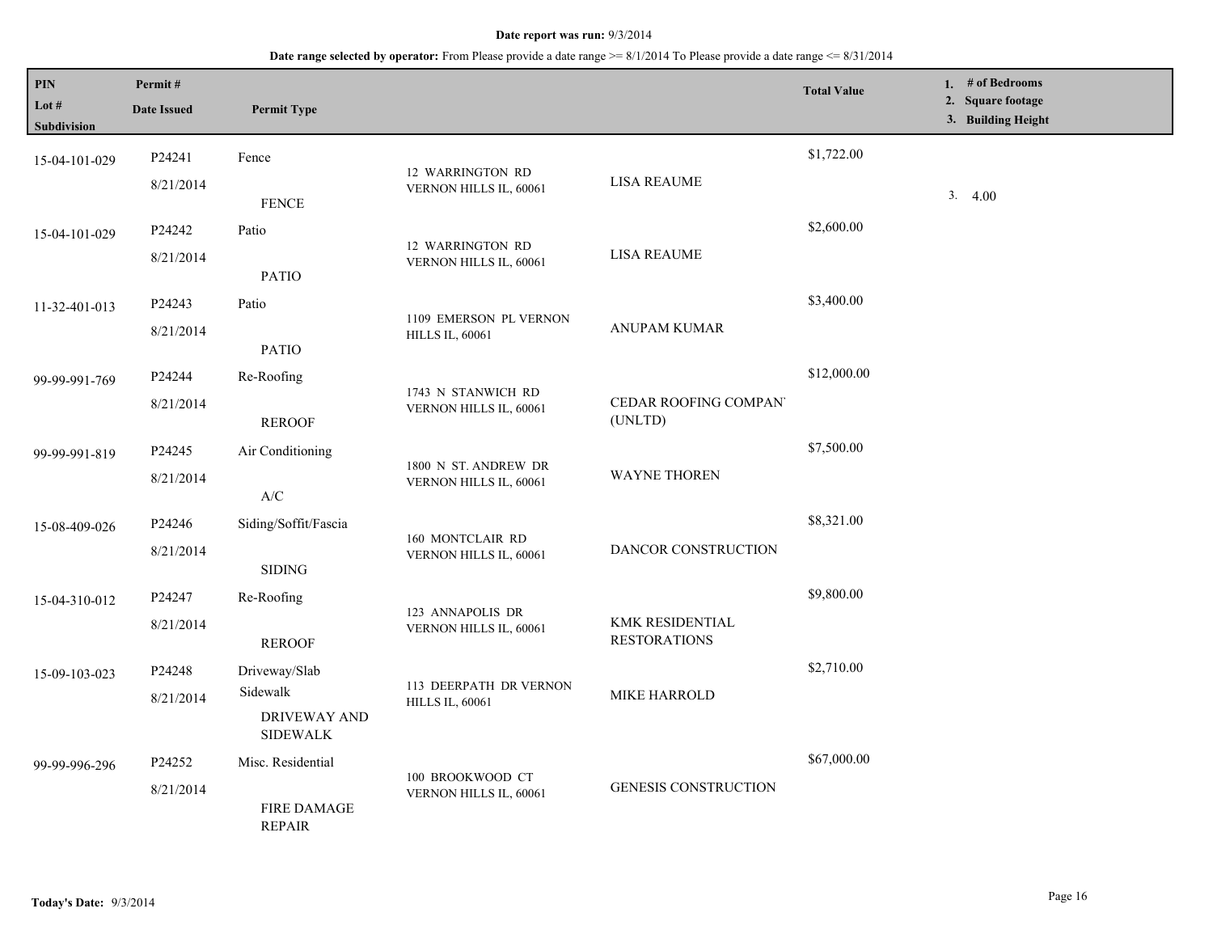**Date report was run:** 9/3/2014

**Date range selected by operator:** From Please provide a date range >= 8/1/2014 To Please provide a date range <= 8/31/2014

| PIN / Lot # / Subdivision | Permit # / Date Issued | Permit Type | | | Total Value | 1. # of Bedrooms 2. Square footage 3. Building Height |
|---|---|---|---|---|---|---|
| 15-04-101-029 | P24241 8/21/2014 | Fence FENCE | 12 WARRINGTON RD VERNON HILLS IL, 60061 | LISA REAUME | $1,722.00 | 3. 4.00 |
| 15-04-101-029 | P24242 8/21/2014 | Patio PATIO | 12 WARRINGTON RD VERNON HILLS IL, 60061 | LISA REAUME | $2,600.00 | |
| 11-32-401-013 | P24243 8/21/2014 | Patio PATIO | 1109 EMERSON PL VERNON HILLS IL, 60061 | ANUPAM KUMAR | $3,400.00 | |
| 99-99-991-769 | P24244 8/21/2014 | Re-Roofing REROOF | 1743 N STANWICH RD VERNON HILLS IL, 60061 | CEDAR ROOFING COMPANY (UNLTD) | $12,000.00 | |
| 99-99-991-819 | P24245 8/21/2014 | Air Conditioning A/C | 1800 N ST. ANDREW DR VERNON HILLS IL, 60061 | WAYNE THOREN | $7,500.00 | |
| 15-08-409-026 | P24246 8/21/2014 | Siding/Soffit/Fascia SIDING | 160 MONTCLAIR RD VERNON HILLS IL, 60061 | DANCOR CONSTRUCTION | $8,321.00 | |
| 15-04-310-012 | P24247 8/21/2014 | Re-Roofing REROOF | 123 ANNAPOLIS DR VERNON HILLS IL, 60061 | KMK RESIDENTIAL RESTORATIONS | $9,800.00 | |
| 15-09-103-023 | P24248 8/21/2014 | Driveway/Slab Sidewalk DRIVEWAY AND SIDEWALK | 113 DEERPATH DR VERNON HILLS IL, 60061 | MIKE HARROLD | $2,710.00 | |
| 99-99-996-296 | P24252 8/21/2014 | Misc. Residential FIRE DAMAGE REPAIR | 100 BROOKWOOD CT VERNON HILLS IL, 60061 | GENESIS CONSTRUCTION | $67,000.00 | |

**Today's Date:** 9/3/2014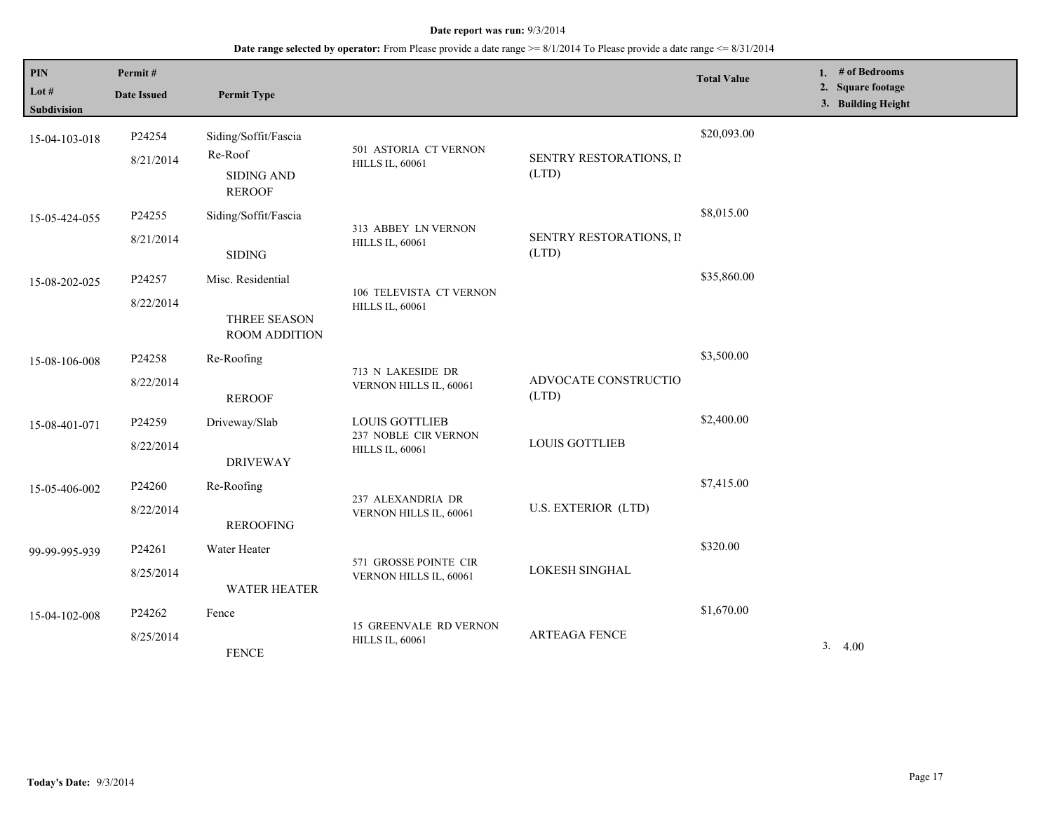**Date report was run:** 9/3/2014

**Date range selected by operator:** From Please provide a date range >= 8/1/2014 To Please provide a date range <= 8/31/2014

| PIN / Lot # / Subdivision | Permit # / Date Issued | Permit Type | | | Total Value | 1. # of Bedrooms 2. Square footage 3. Building Height |
|---|---|---|---|---|---|---|
| 15-04-103-018 | P24254 8/21/2014 | Siding/Soffit/Fascia Re-Roof SIDING AND REROOF | 501 ASTORIA CT VERNON HILLS IL, 60061 | SENTRY RESTORATIONS, IN (LTD) | $20,093.00 | |
| 15-05-424-055 | P24255 8/21/2014 | Siding/Soffit/Fascia SIDING | 313 ABBEY LN VERNON HILLS IL, 60061 | SENTRY RESTORATIONS, IN (LTD) | $8,015.00 | |
| 15-08-202-025 | P24257 8/22/2014 | Misc. Residential THREE SEASON ROOM ADDITION | 106 TELEVISTA CT VERNON HILLS IL, 60061 | | $35,860.00 | |
| 15-08-106-008 | P24258 8/22/2014 | Re-Roofing REROOF | 713 N LAKESIDE DR VERNON HILLS IL, 60061 | ADVOCATE CONSTRUCTIO (LTD) | $3,500.00 | |
| 15-08-401-071 | P24259 8/22/2014 | Driveway/Slab DRIVEWAY | LOUIS GOTTLIEB 237 NOBLE CIR VERNON HILLS IL, 60061 | LOUIS GOTTLIEB | $2,400.00 | |
| 15-05-406-002 | P24260 8/22/2014 | Re-Roofing REROOFING | 237 ALEXANDRIA DR VERNON HILLS IL, 60061 | U.S. EXTERIOR (LTD) | $7,415.00 | |
| 99-99-995-939 | P24261 8/25/2014 | Water Heater WATER HEATER | 571 GROSSE POINTE CIR VERNON HILLS IL, 60061 | LOKESH SINGHAL | $320.00 | |
| 15-04-102-008 | P24262 8/25/2014 | Fence FENCE | 15 GREENVALE RD VERNON HILLS IL, 60061 | ARTEAGA FENCE | $1,670.00 | 3. 4.00 |

**Today's Date:** 9/3/2014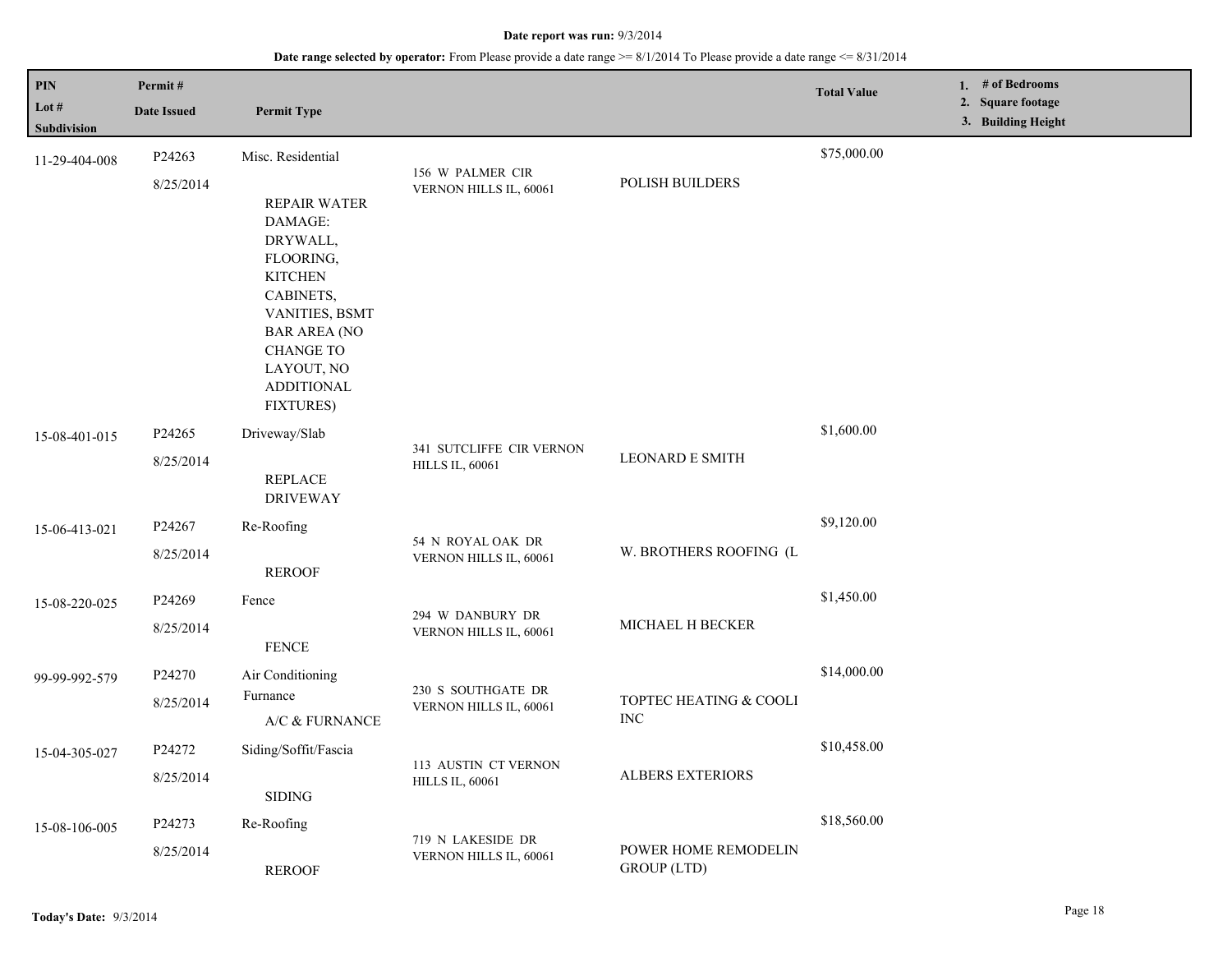**Date report was run:** 9/3/2014

**Date range selected by operator:** From Please provide a date range >= 8/1/2014 To Please provide a date range <= 8/31/2014

| PIN / Lot # / Subdivision | Permit # / Date Issued | Permit Type | | | Total Value | 1. # of Bedrooms 2. Square footage 3. Building Height |
|---|---|---|---|---|---|---|
| 11-29-404-008 | P24263 8/25/2014 | Misc. Residential<br>REPAIR WATER DAMAGE: DRYWALL, FLOORING, KITCHEN CABINETS, VANITIES, BSMT BAR AREA (NO CHANGE TO LAYOUT, NO ADDITIONAL FIXTURES) | 156 W PALMER CIR VERNON HILLS IL, 60061 | POLISH BUILDERS | $75,000.00 | |
| 15-08-401-015 | P24265 8/25/2014 | Driveway/Slab<br>REPLACE DRIVEWAY | 341 SUTCLIFFE CIR VERNON HILLS IL, 60061 | LEONARD E SMITH | $1,600.00 | |
| 15-06-413-021 | P24267 8/25/2014 | Re-Roofing<br>REROOF | 54 N ROYAL OAK DR VERNON HILLS IL, 60061 | W. BROTHERS ROOFING (L | $9,120.00 | |
| 15-08-220-025 | P24269 8/25/2014 | Fence<br>FENCE | 294 W DANBURY DR VERNON HILLS IL, 60061 | MICHAEL H BECKER | $1,450.00 | |
| 99-99-992-579 | P24270 8/25/2014 | Air Conditioning<br>Furnance<br>A/C & FURNANCE | 230 S SOUTHGATE DR VERNON HILLS IL, 60061 | TOPTEC HEATING & COOLI INC | $14,000.00 | |
| 15-04-305-027 | P24272 8/25/2014 | Siding/Soffit/Fascia<br>SIDING | 113 AUSTIN CT VERNON HILLS IL, 60061 | ALBERS EXTERIORS | $10,458.00 | |
| 15-08-106-005 | P24273 8/25/2014 | Re-Roofing<br>REROOF | 719 N LAKESIDE DR VERNON HILLS IL, 60061 | POWER HOME REMODELIN GROUP (LTD) | $18,560.00 | |

**Today's Date:** 9/3/2014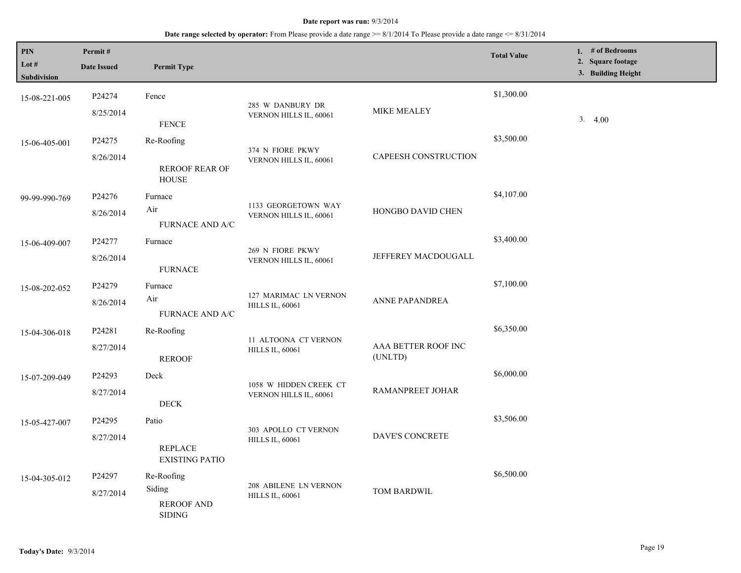**Date report was run:** 9/3/2014

**Date range selected by operator:** From Please provide a date range >= 8/1/2014 To Please provide a date range <= 8/31/2014

| PIN / Lot # / Subdivision | Permit # / Date Issued | Permit Type | | | Total Value | 1. # of Bedrooms 2. Square footage 3. Building Height |
|---|---|---|---|---|---|---|
| 15-08-221-005 | P24274 8/25/2014 | Fence FENCE | 285 W DANBURY DR VERNON HILLS IL, 60061 | MIKE MEALEY | $1,300.00 | 3. 4.00 |
| 15-06-405-001 | P24275 8/26/2014 | Re-Roofing REROOF REAR OF HOUSE | 374 N FIORE PKWY VERNON HILLS IL, 60061 | CAPEESH CONSTRUCTION | $3,500.00 | |
| 99-99-990-769 | P24276 8/26/2014 | Furnace Air FURNACE AND A/C | 1133 GEORGETOWN WAY VERNON HILLS IL, 60061 | HONGBO DAVID CHEN | $4,107.00 | |
| 15-06-409-007 | P24277 8/26/2014 | Furnace FURNACE | 269 N FIORE PKWY VERNON HILLS IL, 60061 | JEFFEREY MACDOUGALL | $3,400.00 | |
| 15-08-202-052 | P24279 8/26/2014 | Furnace Air FURNACE AND A/C | 127 MARIMAC LN VERNON HILLS IL, 60061 | ANNE PAPANDREA | $7,100.00 | |
| 15-04-306-018 | P24281 8/27/2014 | Re-Roofing REROOF | 11 ALTOONA CT VERNON HILLS IL, 60061 | AAA BETTER ROOF INC (UNLTD) | $6,350.00 | |
| 15-07-209-049 | P24293 8/27/2014 | Deck DECK | 1058 W HIDDEN CREEK CT VERNON HILLS IL, 60061 | RAMANPREET JOHAR | $6,000.00 | |
| 15-05-427-007 | P24295 8/27/2014 | Patio REPLACE EXISTING PATIO | 303 APOLLO CT VERNON HILLS IL, 60061 | DAVE'S CONCRETE | $3,506.00 | |
| 15-04-305-012 | P24297 8/27/2014 | Re-Roofing Siding REROOF AND SIDING | 208 ABILENE LN VERNON HILLS IL, 60061 | TOM BARDWIL | $6,500.00 | |

**Today's Date:** 9/3/2014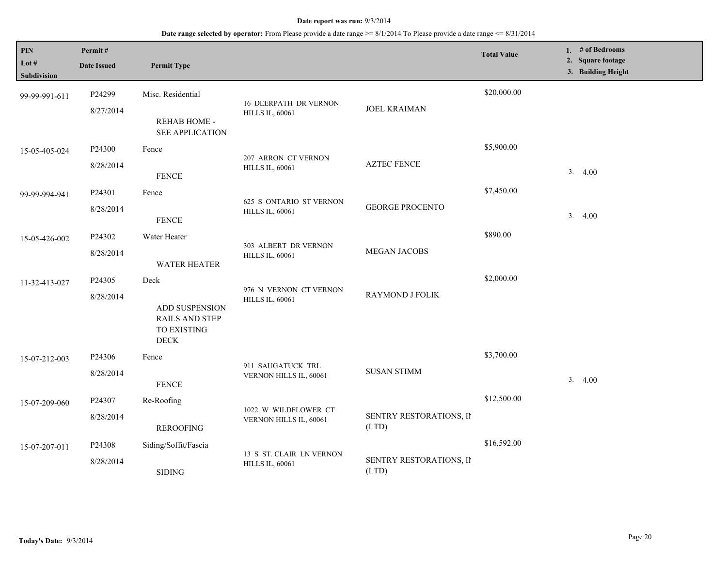**Date report was run:** 9/3/2014

**Date range selected by operator:** From Please provide a date range >= 8/1/2014 To Please provide a date range <= 8/31/2014

| PIN / Lot # / Subdivision | Permit # / Date Issued | Permit Type | | | Total Value | 1. # of Bedrooms 2. Square footage 3. Building Height |
|---|---|---|---|---|---|---|
| 99-99-991-611 | P24299 8/27/2014 | Misc. Residential REHAB HOME - SEE APPLICATION | 16 DEERPATH DR VERNON HILLS IL, 60061 | JOEL KRAIMAN | $20,000.00 | |
| 15-05-405-024 | P24300 8/28/2014 | Fence FENCE | 207 ARRON CT VERNON HILLS IL, 60061 | AZTEC FENCE | $5,900.00 | 3. 4.00 |
| 99-99-994-941 | P24301 8/28/2014 | Fence FENCE | 625 S ONTARIO ST VERNON HILLS IL, 60061 | GEORGE PROCENTO | $7,450.00 | 3. 4.00 |
| 15-05-426-002 | P24302 8/28/2014 | Water Heater WATER HEATER | 303 ALBERT DR VERNON HILLS IL, 60061 | MEGAN JACOBS | $890.00 | |
| 11-32-413-027 | P24305 8/28/2014 | Deck ADD SUSPENSION RAILS AND STEP TO EXISTING DECK | 976 N VERNON CT VERNON HILLS IL, 60061 | RAYMOND J FOLIK | $2,000.00 | |
| 15-07-212-003 | P24306 8/28/2014 | Fence FENCE | 911 SAUGATUCK TRL VERNON HILLS IL, 60061 | SUSAN STIMM | $3,700.00 | 3. 4.00 |
| 15-07-209-060 | P24307 8/28/2014 | Re-Roofing REROOFING | 1022 W WILDFLOWER CT VERNON HILLS IL, 60061 | SENTRY RESTORATIONS, IN (LTD) | $12,500.00 | |
| 15-07-207-011 | P24308 8/28/2014 | Siding/Soffit/Fascia SIDING | 13 S ST. CLAIR LN VERNON HILLS IL, 60061 | SENTRY RESTORATIONS, IN (LTD) | $16,592.00 | |

**Today's Date:** 9/3/2014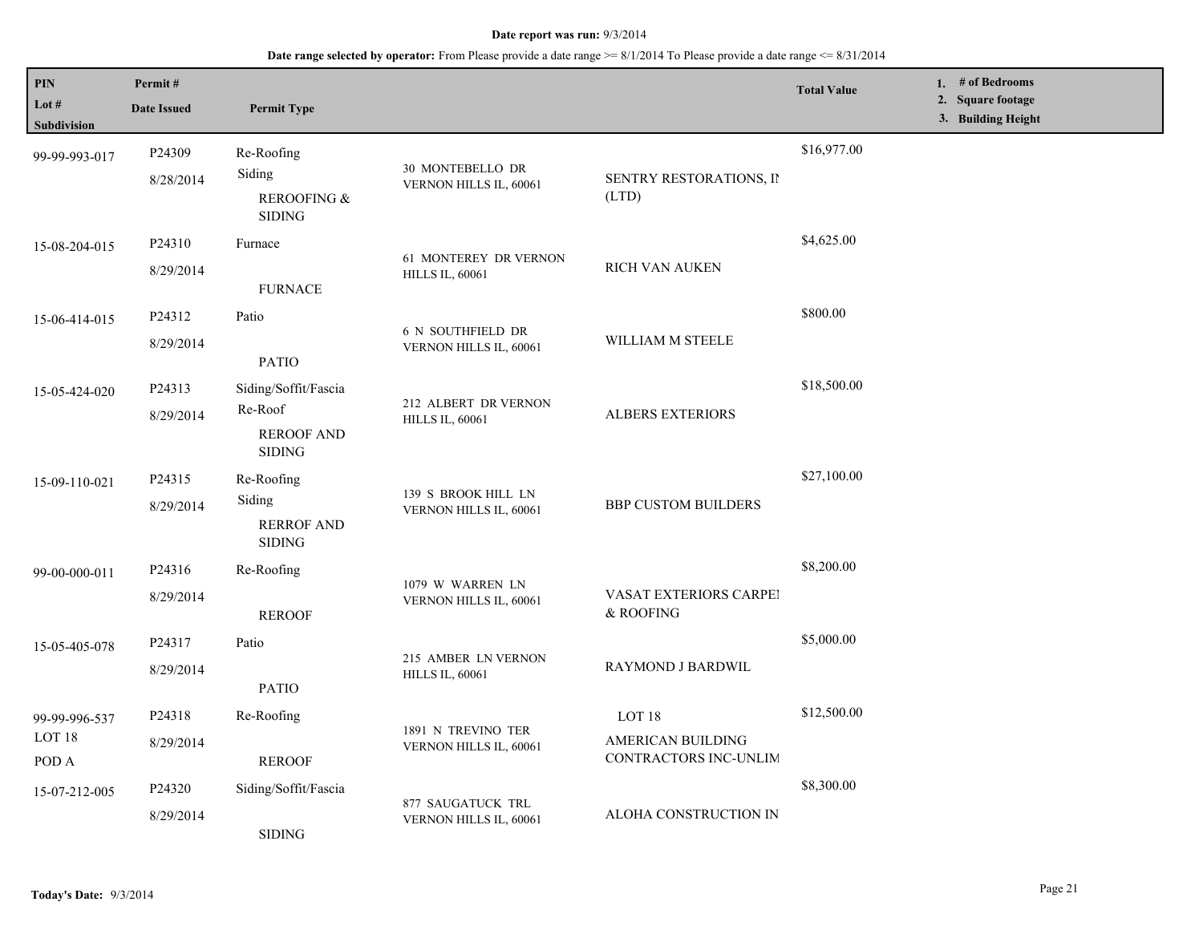**Date report was run:** 9/3/2014

**Date range selected by operator:** From Please provide a date range >= 8/1/2014 To Please provide a date range <= 8/31/2014

| PIN / Lot # / Subdivision | Permit # / Date Issued | Permit Type | | | Total Value | 1. # of Bedrooms 2. Square footage 3. Building Height |
|---|---|---|---|---|---|---|
| 99-99-993-017 | P24309 8/28/2014 | Re-Roofing Siding REROOFING & SIDING | 30 MONTEBELLO DR VERNON HILLS IL, 60061 | SENTRY RESTORATIONS, IN (LTD) | $16,977.00 | |
| 15-08-204-015 | P24310 8/29/2014 | Furnace FURNACE | 61 MONTEREY DR VERNON HILLS IL, 60061 | RICH VAN AUKEN | $4,625.00 | |
| 15-06-414-015 | P24312 8/29/2014 | Patio PATIO | 6 N SOUTHFIELD DR VERNON HILLS IL, 60061 | WILLIAM M STEELE | $800.00 | |
| 15-05-424-020 | P24313 8/29/2014 | Siding/Soffit/Fascia Re-Roof REROOF AND SIDING | 212 ALBERT DR VERNON HILLS IL, 60061 | ALBERS EXTERIORS | $18,500.00 | |
| 15-09-110-021 | P24315 8/29/2014 | Re-Roofing Siding RERROF AND SIDING | 139 S BROOK HILL LN VERNON HILLS IL, 60061 | BBP CUSTOM BUILDERS | $27,100.00 | |
| 99-00-000-011 | P24316 8/29/2014 | Re-Roofing REROOF | 1079 W WARREN LN VERNON HILLS IL, 60061 | VASAT EXTERIORS CARPEI & ROOFING | $8,200.00 | |
| 15-05-405-078 | P24317 8/29/2014 | Patio PATIO | 215 AMBER LN VERNON HILLS IL, 60061 | RAYMOND J BARDWIL | $5,000.00 | |
| 99-99-996-537 LOT 18 POD A | P24318 8/29/2014 | Re-Roofing REROOF | 1891 N TREVINO TER VERNON HILLS IL, 60061 | LOT 18 AMERICAN BUILDING CONTRACTORS INC-UNLIM | $12,500.00 | |
| 15-07-212-005 | P24320 8/29/2014 | Siding/Soffit/Fascia SIDING | 877 SAUGATUCK TRL VERNON HILLS IL, 60061 | ALOHA CONSTRUCTION IN | $8,300.00 | |

**Today's Date:** 9/3/2014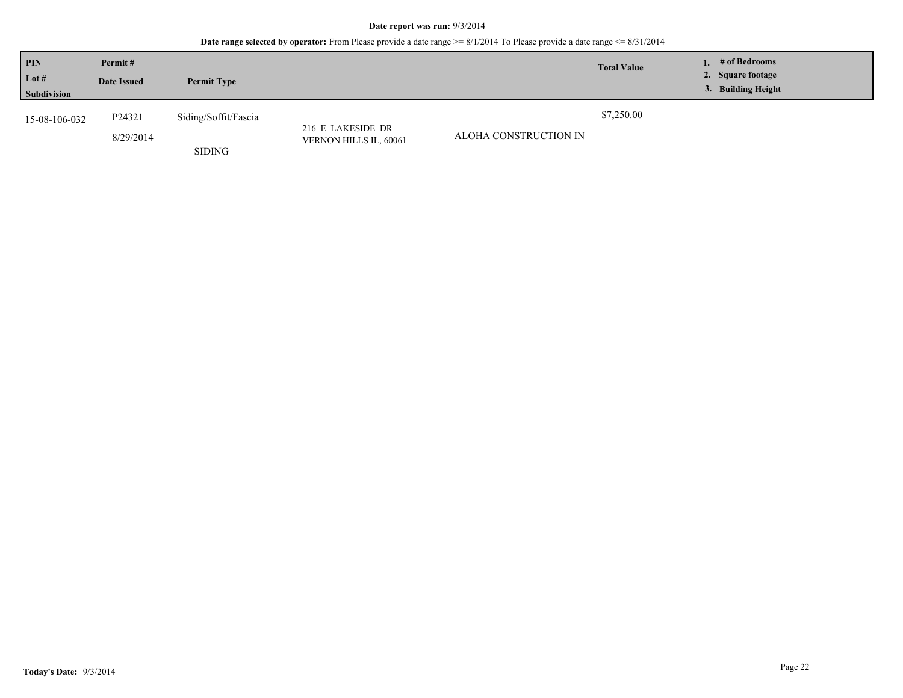**Date report was run:** 9/3/2014

**Date range selected by operator:** From Please provide a date range >= 8/1/2014 To Please provide a date range <= 8/31/2014

| PIN<br>Lot #<br>Subdivision | Permit #<br>Date Issued | Permit Type | | | Total Value | 1. # of Bedrooms<br>2. Square footage<br>3. Building Height |
|---|---|---|---|---|---|---|
| 15-08-106-032 | P24321<br>8/29/2014 | Siding/Soffit/Fascia<br>SIDING | 216 E LAKESIDE DR<br>VERNON HILLS IL, 60061 | ALOHA CONSTRUCTION IN | $7,250.00 | |

**Today's Date:** 9/3/2014